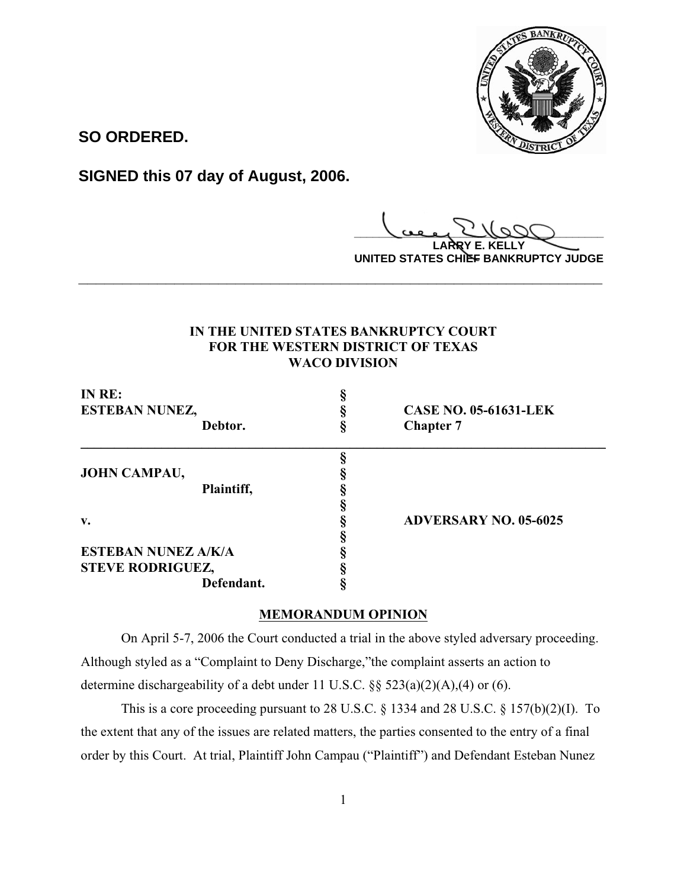**SO ORDERED.**

**SIGNED this 07 day of August, 2006.**

**LARRY E. KELLY**
**UNITED STATES CHIEF BANKRUPTCY JUDGE**

---

**IN THE UNITED STATES BANKRUPTCY COURT**
**FOR THE WESTERN DISTRICT OF TEXAS**
**WACO DIVISION**

| | | |
|---|---|---|
| **IN RE:** | § | |
| **ESTEBAN NUNEZ,** | § | **CASE NO. 05-61631-LEK** |
| **Debtor.** | § | **Chapter 7** |
| | § | |
| **JOHN CAMPAU,** | § | |
| **Plaintiff,** | § | |
| | § | |
| **v.** | § | **ADVERSARY NO. 05-6025** |
| | § | |
| **ESTEBAN NUNEZ A/K/A** | § | |
| **STEVE RODRIGUEZ,** | § | |
| **Defendant.** | § | |

**MEMORANDUM OPINION**

On April 5-7, 2006 the Court conducted a trial in the above styled adversary proceeding. Although styled as a "Complaint to Deny Discharge,"the complaint asserts an action to determine dischargeability of a debt under 11 U.S.C. §§ 523(a)(2)(A),(4) or (6).

This is a core proceeding pursuant to 28 U.S.C. § 1334 and 28 U.S.C. § 157(b)(2)(I). To the extent that any of the issues are related matters, the parties consented to the entry of a final order by this Court. At trial, Plaintiff John Campau ("Plaintiff") and Defendant Esteban Nunez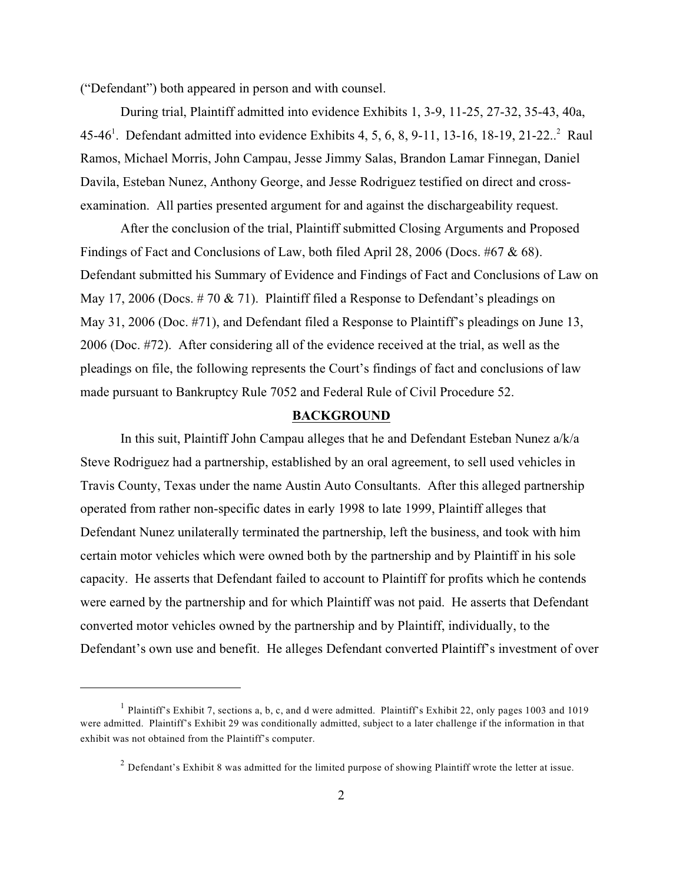("Defendant") both appeared in person and with counsel.

During trial, Plaintiff admitted into evidence Exhibits 1, 3-9, 11-25, 27-32, 35-43, 40a, 45-46[1]. Defendant admitted into evidence Exhibits 4, 5, 6, 8, 9-11, 13-16, 18-19, 21-22..[2] Raul Ramos, Michael Morris, John Campau, Jesse Jimmy Salas, Brandon Lamar Finnegan, Daniel Davila, Esteban Nunez, Anthony George, and Jesse Rodriguez testified on direct and cross-examination. All parties presented argument for and against the dischargeability request.

After the conclusion of the trial, Plaintiff submitted Closing Arguments and Proposed Findings of Fact and Conclusions of Law, both filed April 28, 2006 (Docs. #67 & 68). Defendant submitted his Summary of Evidence and Findings of Fact and Conclusions of Law on May 17, 2006 (Docs. # 70 & 71). Plaintiff filed a Response to Defendant's pleadings on May 31, 2006 (Doc. #71), and Defendant filed a Response to Plaintiff's pleadings on June 13, 2006 (Doc. #72). After considering all of the evidence received at the trial, as well as the pleadings on file, the following represents the Court's findings of fact and conclusions of law made pursuant to Bankruptcy Rule 7052 and Federal Rule of Civil Procedure 52.

## BACKGROUND

In this suit, Plaintiff John Campau alleges that he and Defendant Esteban Nunez a/k/a Steve Rodriguez had a partnership, established by an oral agreement, to sell used vehicles in Travis County, Texas under the name Austin Auto Consultants. After this alleged partnership operated from rather non-specific dates in early 1998 to late 1999, Plaintiff alleges that Defendant Nunez unilaterally terminated the partnership, left the business, and took with him certain motor vehicles which were owned both by the partnership and by Plaintiff in his sole capacity. He asserts that Defendant failed to account to Plaintiff for profits which he contends were earned by the partnership and for which Plaintiff was not paid. He asserts that Defendant converted motor vehicles owned by the partnership and by Plaintiff, individually, to the Defendant's own use and benefit. He alleges Defendant converted Plaintiff's investment of over

[1] Plaintiff's Exhibit 7, sections a, b, c, and d were admitted. Plaintiff's Exhibit 22, only pages 1003 and 1019 were admitted. Plaintiff's Exhibit 29 was conditionally admitted, subject to a later challenge if the information in that exhibit was not obtained from the Plaintiff's computer.

[2] Defendant's Exhibit 8 was admitted for the limited purpose of showing Plaintiff wrote the letter at issue.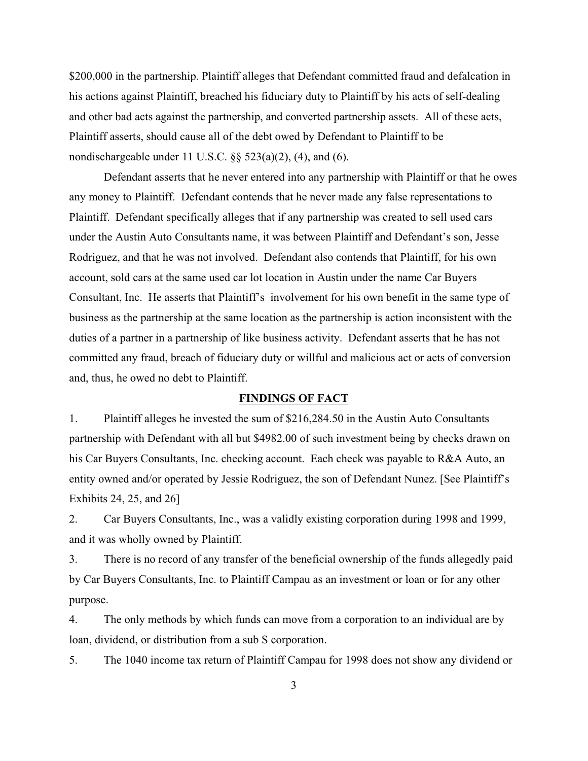$200,000 in the partnership. Plaintiff alleges that Defendant committed fraud and defalcation in his actions against Plaintiff, breached his fiduciary duty to Plaintiff by his acts of self-dealing and other bad acts against the partnership, and converted partnership assets. All of these acts, Plaintiff asserts, should cause all of the debt owed by Defendant to Plaintiff to be nondischargeable under 11 U.S.C. §§ 523(a)(2), (4), and (6).

Defendant asserts that he never entered into any partnership with Plaintiff or that he owes any money to Plaintiff. Defendant contends that he never made any false representations to Plaintiff. Defendant specifically alleges that if any partnership was created to sell used cars under the Austin Auto Consultants name, it was between Plaintiff and Defendant's son, Jesse Rodriguez, and that he was not involved. Defendant also contends that Plaintiff, for his own account, sold cars at the same used car lot location in Austin under the name Car Buyers Consultant, Inc. He asserts that Plaintiff's involvement for his own benefit in the same type of business as the partnership at the same location as the partnership is action inconsistent with the duties of a partner in a partnership of like business activity. Defendant asserts that he has not committed any fraud, breach of fiduciary duty or willful and malicious act or acts of conversion and, thus, he owed no debt to Plaintiff.

## FINDINGS OF FACT

1. Plaintiff alleges he invested the sum of $216,284.50 in the Austin Auto Consultants partnership with Defendant with all but $4982.00 of such investment being by checks drawn on his Car Buyers Consultants, Inc. checking account. Each check was payable to R&A Auto, an entity owned and/or operated by Jessie Rodriguez, the son of Defendant Nunez. [See Plaintiff's Exhibits 24, 25, and 26]

2. Car Buyers Consultants, Inc., was a validly existing corporation during 1998 and 1999, and it was wholly owned by Plaintiff.

3. There is no record of any transfer of the beneficial ownership of the funds allegedly paid by Car Buyers Consultants, Inc. to Plaintiff Campau as an investment or loan or for any other purpose.

4. The only methods by which funds can move from a corporation to an individual are by loan, dividend, or distribution from a sub S corporation.

5. The 1040 income tax return of Plaintiff Campau for 1998 does not show any dividend or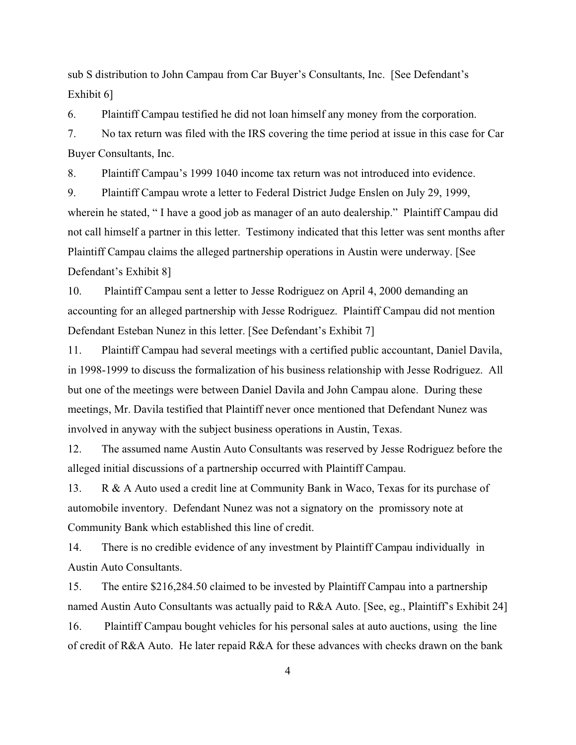sub S distribution to John Campau from Car Buyer's Consultants, Inc. [See Defendant's Exhibit 6]

6. Plaintiff Campau testified he did not loan himself any money from the corporation.

7. No tax return was filed with the IRS covering the time period at issue in this case for Car Buyer Consultants, Inc.

8. Plaintiff Campau's 1999 1040 income tax return was not introduced into evidence.

9. Plaintiff Campau wrote a letter to Federal District Judge Enslen on July 29, 1999, wherein he stated, " I have a good job as manager of an auto dealership." Plaintiff Campau did not call himself a partner in this letter. Testimony indicated that this letter was sent months after Plaintiff Campau claims the alleged partnership operations in Austin were underway. [See Defendant's Exhibit 8]

10. Plaintiff Campau sent a letter to Jesse Rodriguez on April 4, 2000 demanding an accounting for an alleged partnership with Jesse Rodriguez. Plaintiff Campau did not mention Defendant Esteban Nunez in this letter. [See Defendant's Exhibit 7]

11. Plaintiff Campau had several meetings with a certified public accountant, Daniel Davila, in 1998-1999 to discuss the formalization of his business relationship with Jesse Rodriguez. All but one of the meetings were between Daniel Davila and John Campau alone. During these meetings, Mr. Davila testified that Plaintiff never once mentioned that Defendant Nunez was involved in anyway with the subject business operations in Austin, Texas.

12. The assumed name Austin Auto Consultants was reserved by Jesse Rodriguez before the alleged initial discussions of a partnership occurred with Plaintiff Campau.

13. R & A Auto used a credit line at Community Bank in Waco, Texas for its purchase of automobile inventory. Defendant Nunez was not a signatory on the promissory note at Community Bank which established this line of credit.

14. There is no credible evidence of any investment by Plaintiff Campau individually in Austin Auto Consultants.

15. The entire $216,284.50 claimed to be invested by Plaintiff Campau into a partnership named Austin Auto Consultants was actually paid to R&A Auto. [See, eg., Plaintiff's Exhibit 24]

16. Plaintiff Campau bought vehicles for his personal sales at auto auctions, using the line of credit of R&A Auto. He later repaid R&A for these advances with checks drawn on the bank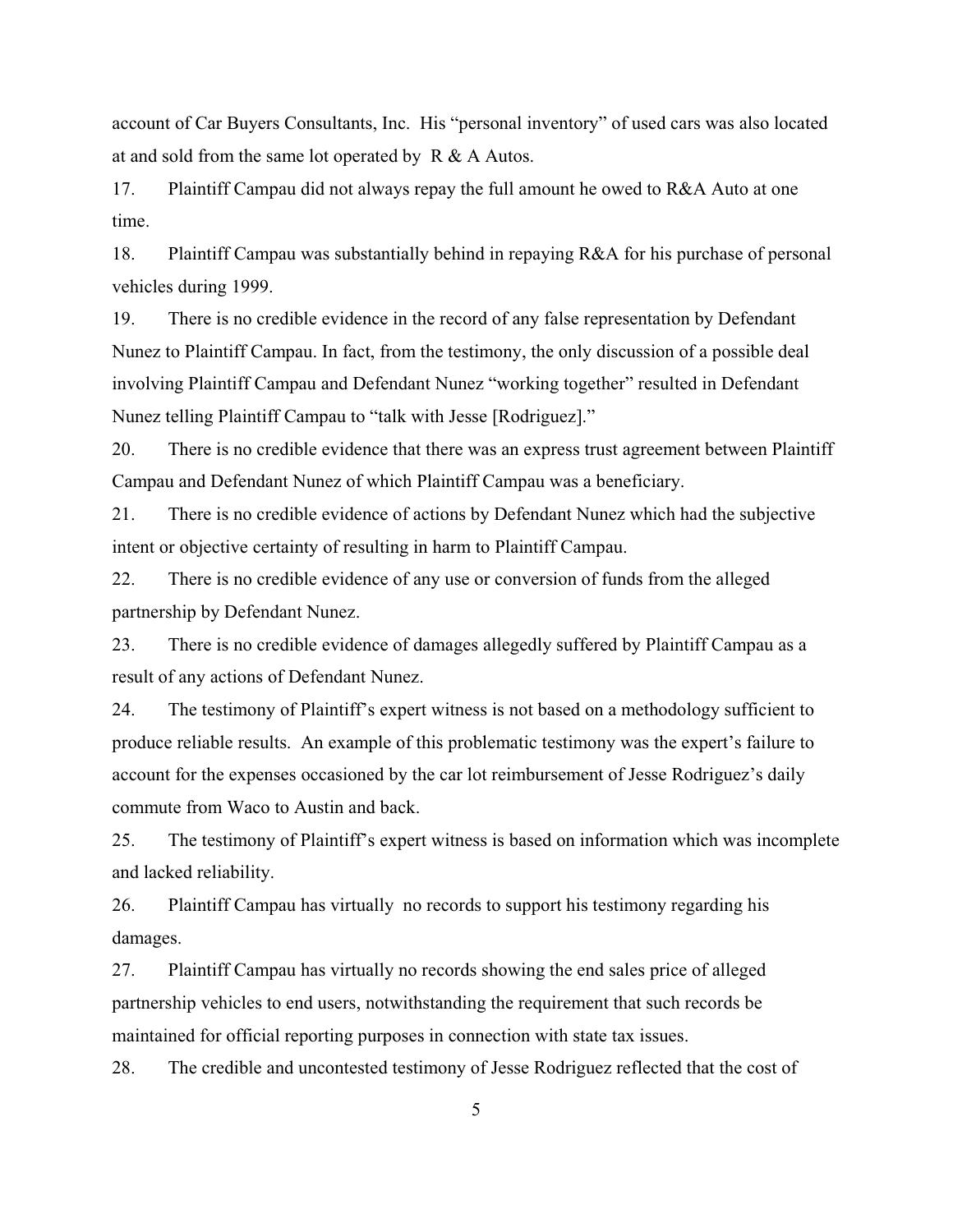account of Car Buyers Consultants, Inc. His "personal inventory" of used cars was also located at and sold from the same lot operated by R & A Autos.

17. Plaintiff Campau did not always repay the full amount he owed to R&A Auto at one time.

18. Plaintiff Campau was substantially behind in repaying R&A for his purchase of personal vehicles during 1999.

19. There is no credible evidence in the record of any false representation by Defendant Nunez to Plaintiff Campau. In fact, from the testimony, the only discussion of a possible deal involving Plaintiff Campau and Defendant Nunez "working together" resulted in Defendant Nunez telling Plaintiff Campau to "talk with Jesse [Rodriguez]."

20. There is no credible evidence that there was an express trust agreement between Plaintiff Campau and Defendant Nunez of which Plaintiff Campau was a beneficiary.

21. There is no credible evidence of actions by Defendant Nunez which had the subjective intent or objective certainty of resulting in harm to Plaintiff Campau.

22. There is no credible evidence of any use or conversion of funds from the alleged partnership by Defendant Nunez.

23. There is no credible evidence of damages allegedly suffered by Plaintiff Campau as a result of any actions of Defendant Nunez.

24. The testimony of Plaintiff's expert witness is not based on a methodology sufficient to produce reliable results. An example of this problematic testimony was the expert's failure to account for the expenses occasioned by the car lot reimbursement of Jesse Rodriguez's daily commute from Waco to Austin and back.

25. The testimony of Plaintiff's expert witness is based on information which was incomplete and lacked reliability.

26. Plaintiff Campau has virtually no records to support his testimony regarding his damages.

27. Plaintiff Campau has virtually no records showing the end sales price of alleged partnership vehicles to end users, notwithstanding the requirement that such records be maintained for official reporting purposes in connection with state tax issues.

28. The credible and uncontested testimony of Jesse Rodriguez reflected that the cost of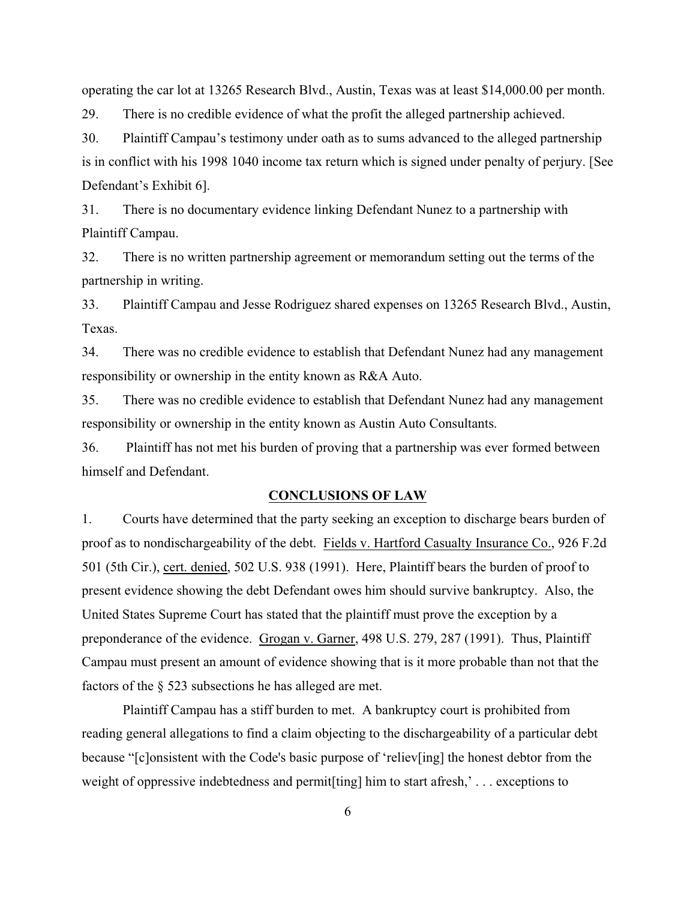operating the car lot at 13265 Research Blvd., Austin, Texas was at least $14,000.00 per month.

29. There is no credible evidence of what the profit the alleged partnership achieved.

30. Plaintiff Campau's testimony under oath as to sums advanced to the alleged partnership is in conflict with his 1998 1040 income tax return which is signed under penalty of perjury. [See Defendant's Exhibit 6].

31. There is no documentary evidence linking Defendant Nunez to a partnership with Plaintiff Campau.

32. There is no written partnership agreement or memorandum setting out the terms of the partnership in writing.

33. Plaintiff Campau and Jesse Rodriguez shared expenses on 13265 Research Blvd., Austin, Texas.

34. There was no credible evidence to establish that Defendant Nunez had any management responsibility or ownership in the entity known as R&A Auto.

35. There was no credible evidence to establish that Defendant Nunez had any management responsibility or ownership in the entity known as Austin Auto Consultants.

36. Plaintiff has not met his burden of proving that a partnership was ever formed between himself and Defendant.

## CONCLUSIONS OF LAW

1. Courts have determined that the party seeking an exception to discharge bears burden of proof as to nondischargeability of the debt. Fields v. Hartford Casualty Insurance Co., 926 F.2d 501 (5th Cir.), cert. denied, 502 U.S. 938 (1991). Here, Plaintiff bears the burden of proof to present evidence showing the debt Defendant owes him should survive bankruptcy. Also, the United States Supreme Court has stated that the plaintiff must prove the exception by a preponderance of the evidence. Grogan v. Garner, 498 U.S. 279, 287 (1991). Thus, Plaintiff Campau must present an amount of evidence showing that is it more probable than not that the factors of the § 523 subsections he has alleged are met.

Plaintiff Campau has a stiff burden to met. A bankruptcy court is prohibited from reading general allegations to find a claim objecting to the dischargeability of a particular debt because "[c]onsistent with the Code's basic purpose of 'reliev[ing] the honest debtor from the weight of oppressive indebtedness and permit[ting] him to start afresh,' . . . exceptions to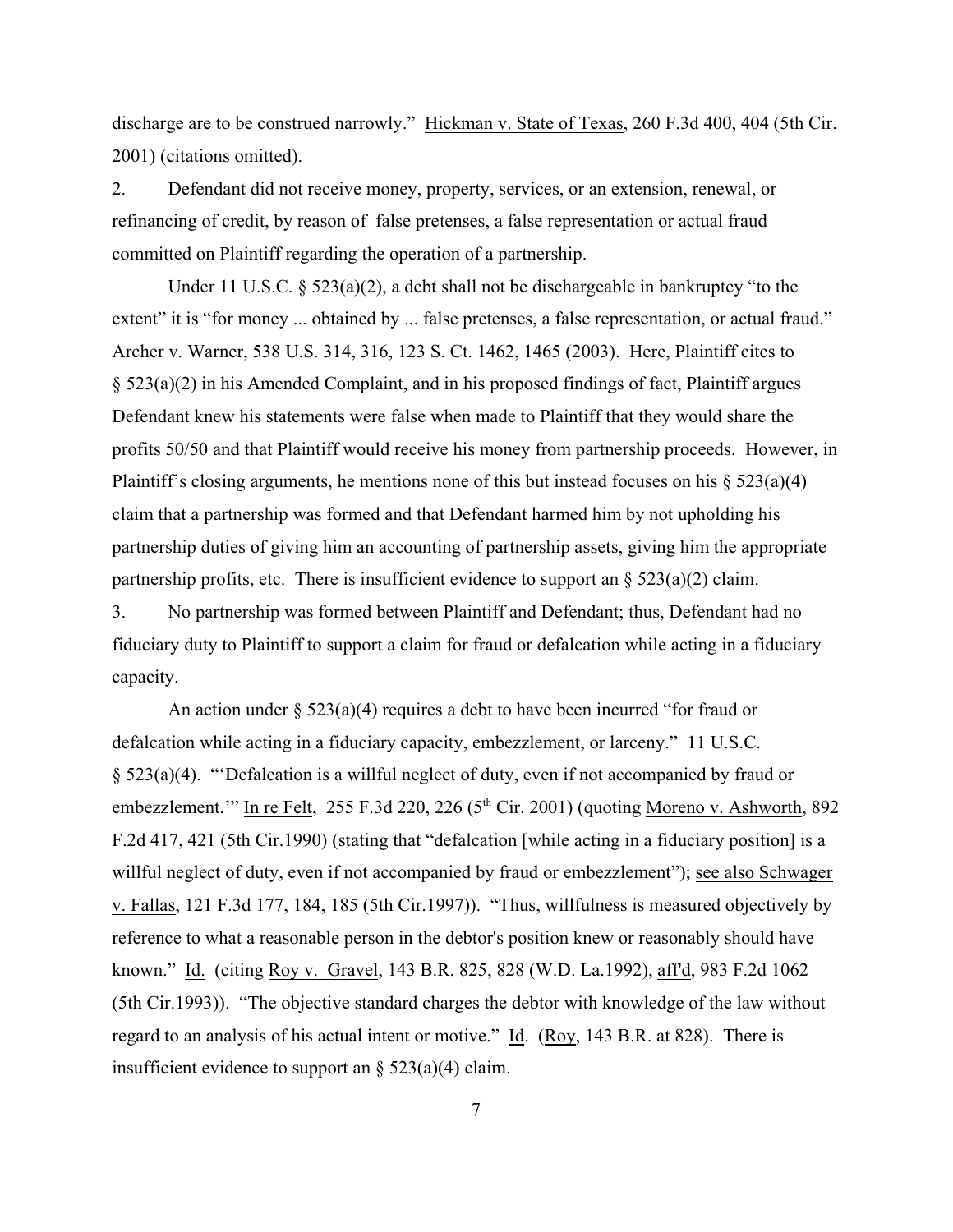discharge are to be construed narrowly." Hickman v. State of Texas, 260 F.3d 400, 404 (5th Cir. 2001) (citations omitted).

2. Defendant did not receive money, property, services, or an extension, renewal, or refinancing of credit, by reason of false pretenses, a false representation or actual fraud committed on Plaintiff regarding the operation of a partnership.

Under 11 U.S.C. § 523(a)(2), a debt shall not be dischargeable in bankruptcy "to the extent" it is "for money ... obtained by ... false pretenses, a false representation, or actual fraud." Archer v. Warner, 538 U.S. 314, 316, 123 S. Ct. 1462, 1465 (2003). Here, Plaintiff cites to § 523(a)(2) in his Amended Complaint, and in his proposed findings of fact, Plaintiff argues Defendant knew his statements were false when made to Plaintiff that they would share the profits 50/50 and that Plaintiff would receive his money from partnership proceeds. However, in Plaintiff's closing arguments, he mentions none of this but instead focuses on his § 523(a)(4) claim that a partnership was formed and that Defendant harmed him by not upholding his partnership duties of giving him an accounting of partnership assets, giving him the appropriate partnership profits, etc. There is insufficient evidence to support an § 523(a)(2) claim.

3. No partnership was formed between Plaintiff and Defendant; thus, Defendant had no fiduciary duty to Plaintiff to support a claim for fraud or defalcation while acting in a fiduciary capacity.

An action under § 523(a)(4) requires a debt to have been incurred "for fraud or defalcation while acting in a fiduciary capacity, embezzlement, or larceny." 11 U.S.C. § 523(a)(4). "'Defalcation is a willful neglect of duty, even if not accompanied by fraud or embezzlement.'" In re Felt, 255 F.3d 220, 226 (5th Cir. 2001) (quoting Moreno v. Ashworth, 892 F.2d 417, 421 (5th Cir.1990) (stating that "defalcation [while acting in a fiduciary position] is a willful neglect of duty, even if not accompanied by fraud or embezzlement"); see also Schwager v. Fallas, 121 F.3d 177, 184, 185 (5th Cir.1997)). "Thus, willfulness is measured objectively by reference to what a reasonable person in the debtor's position knew or reasonably should have known." Id. (citing Roy v. Gravel, 143 B.R. 825, 828 (W.D. La.1992), aff'd, 983 F.2d 1062 (5th Cir.1993)). "The objective standard charges the debtor with knowledge of the law without regard to an analysis of his actual intent or motive." Id. (Roy, 143 B.R. at 828). There is insufficient evidence to support an § 523(a)(4) claim.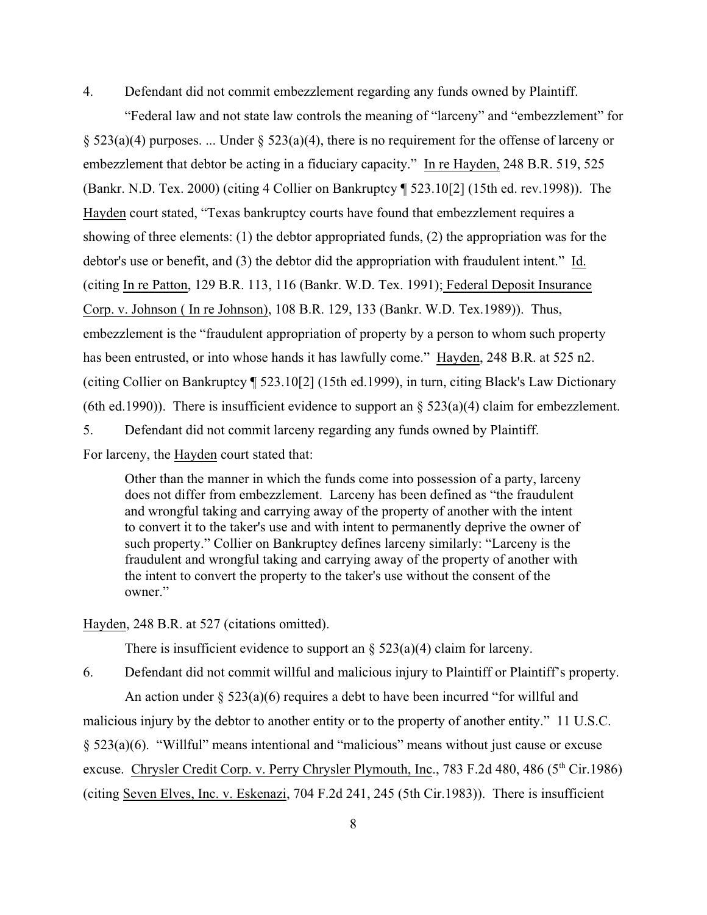4. Defendant did not commit embezzlement regarding any funds owned by Plaintiff.

"Federal law and not state law controls the meaning of "larceny" and "embezzlement" for § 523(a)(4) purposes. ... Under § 523(a)(4), there is no requirement for the offense of larceny or embezzlement that debtor be acting in a fiduciary capacity." In re Hayden, 248 B.R. 519, 525 (Bankr. N.D. Tex. 2000) (citing 4 Collier on Bankruptcy ¶ 523.10[2] (15th ed. rev.1998)). The Hayden court stated, "Texas bankruptcy courts have found that embezzlement requires a showing of three elements: (1) the debtor appropriated funds, (2) the appropriation was for the debtor's use or benefit, and (3) the debtor did the appropriation with fraudulent intent." Id. (citing In re Patton, 129 B.R. 113, 116 (Bankr. W.D. Tex. 1991); Federal Deposit Insurance Corp. v. Johnson ( In re Johnson), 108 B.R. 129, 133 (Bankr. W.D. Tex.1989)). Thus, embezzlement is the "fraudulent appropriation of property by a person to whom such property has been entrusted, or into whose hands it has lawfully come." Hayden, 248 B.R. at 525 n2. (citing Collier on Bankruptcy ¶ 523.10[2] (15th ed.1999), in turn, citing Black's Law Dictionary (6th ed.1990)). There is insufficient evidence to support an § 523(a)(4) claim for embezzlement.

5. Defendant did not commit larceny regarding any funds owned by Plaintiff.

For larceny, the Hayden court stated that:

> Other than the manner in which the funds come into possession of a party, larceny does not differ from embezzlement. Larceny has been defined as "the fraudulent and wrongful taking and carrying away of the property of another with the intent to convert it to the taker's use and with intent to permanently deprive the owner of such property." Collier on Bankruptcy defines larceny similarly: "Larceny is the fraudulent and wrongful taking and carrying away of the property of another with the intent to convert the property to the taker's use without the consent of the owner."

Hayden, 248 B.R. at 527 (citations omitted).

There is insufficient evidence to support an § 523(a)(4) claim for larceny.

6. Defendant did not commit willful and malicious injury to Plaintiff or Plaintiff's property.

An action under § 523(a)(6) requires a debt to have been incurred "for willful and malicious injury by the debtor to another entity or to the property of another entity." 11 U.S.C. § 523(a)(6). "Willful" means intentional and "malicious" means without just cause or excuse excuse. Chrysler Credit Corp. v. Perry Chrysler Plymouth, Inc., 783 F.2d 480, 486 (5th Cir.1986) (citing Seven Elves, Inc. v. Eskenazi, 704 F.2d 241, 245 (5th Cir.1983)). There is insufficient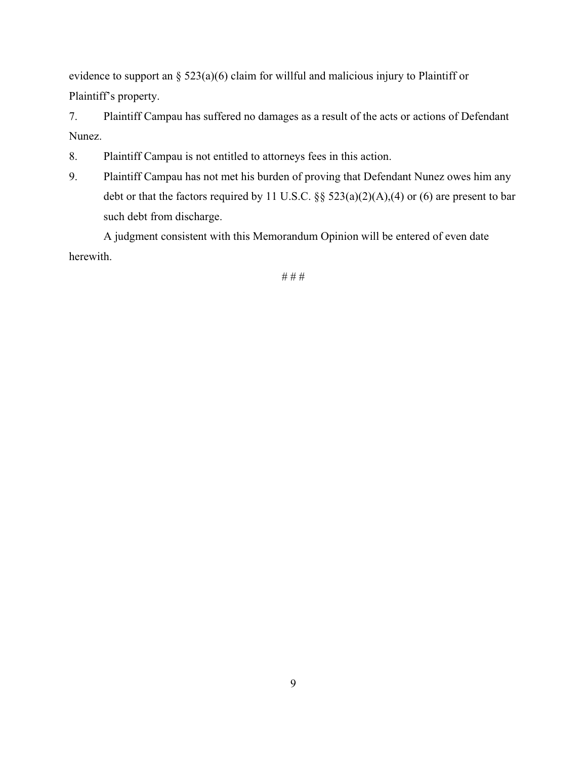evidence to support an § 523(a)(6) claim for willful and malicious injury to Plaintiff or Plaintiff's property.

7. Plaintiff Campau has suffered no damages as a result of the acts or actions of Defendant Nunez.

8. Plaintiff Campau is not entitled to attorneys fees in this action.

9. Plaintiff Campau has not met his burden of proving that Defendant Nunez owes him any debt or that the factors required by 11 U.S.C. §§ 523(a)(2)(A),(4) or (6) are present to bar such debt from discharge.

A judgment consistent with this Memorandum Opinion will be entered of even date herewith.

# # #